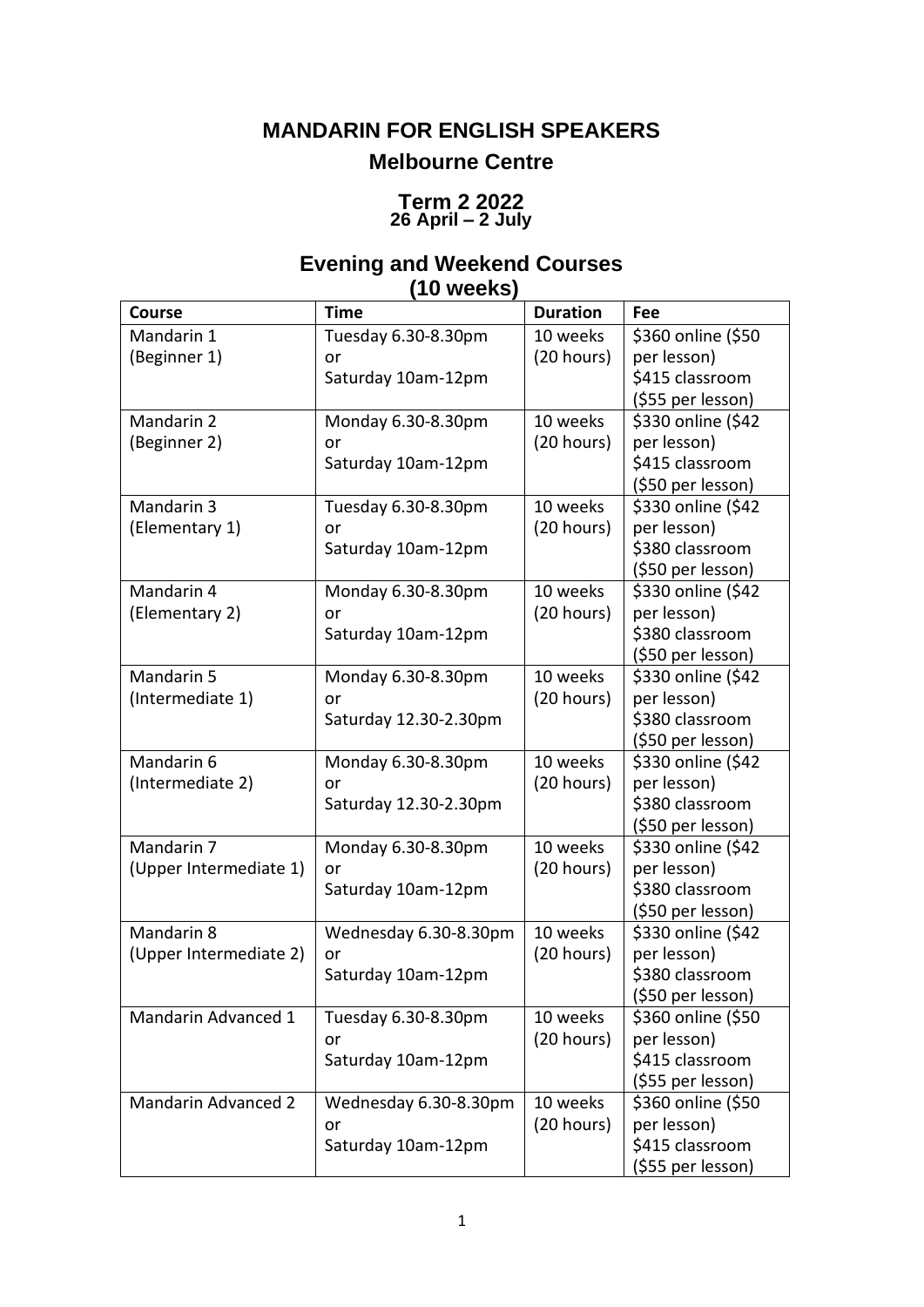# MANDARIN FOR ENGLISH SPEAKERS

## Melbourne Centre

## Term 2 2022

**26 April – 2 July**

## Evening and Weekend Courses (10 weeks)

| Course | Time | Duration | Fee |
|---|---|---|---|
| Mandarin 1 (Beginner 1) | Tuesday 6.30-8.30pm or Saturday 10am-12pm | 10 weeks (20 hours) | \$360 online (\$50 per lesson) \$415 classroom (\$55 per lesson) |
| Mandarin 2 (Beginner 2) | Monday 6.30-8.30pm or Saturday 10am-12pm | 10 weeks (20 hours) | \$330 online (\$42 per lesson) \$415 classroom (\$50 per lesson) |
| Mandarin 3 (Elementary 1) | Tuesday 6.30-8.30pm or Saturday 10am-12pm | 10 weeks (20 hours) | \$330 online (\$42 per lesson) \$380 classroom (\$50 per lesson) |
| Mandarin 4 (Elementary 2) | Monday 6.30-8.30pm or Saturday 10am-12pm | 10 weeks (20 hours) | \$330 online (\$42 per lesson) \$380 classroom (\$50 per lesson) |
| Mandarin 5 (Intermediate 1) | Monday 6.30-8.30pm or Saturday 12.30-2.30pm | 10 weeks (20 hours) | \$330 online (\$42 per lesson) \$380 classroom (\$50 per lesson) |
| Mandarin 6 (Intermediate 2) | Monday 6.30-8.30pm or Saturday 12.30-2.30pm | 10 weeks (20 hours) | \$330 online (\$42 per lesson) \$380 classroom (\$50 per lesson) |
| Mandarin 7 (Upper Intermediate 1) | Monday 6.30-8.30pm or Saturday 10am-12pm | 10 weeks (20 hours) | \$330 online (\$42 per lesson) \$380 classroom (\$50 per lesson) |
| Mandarin 8 (Upper Intermediate 2) | Wednesday 6.30-8.30pm or Saturday 10am-12pm | 10 weeks (20 hours) | \$330 online (\$42 per lesson) \$380 classroom (\$50 per lesson) |
| Mandarin Advanced 1 | Tuesday 6.30-8.30pm or Saturday 10am-12pm | 10 weeks (20 hours) | \$360 online (\$50 per lesson) \$415 classroom (\$55 per lesson) |
| Mandarin Advanced 2 | Wednesday 6.30-8.30pm or Saturday 10am-12pm | 10 weeks (20 hours) | \$360 online (\$50 per lesson) \$415 classroom (\$55 per lesson) |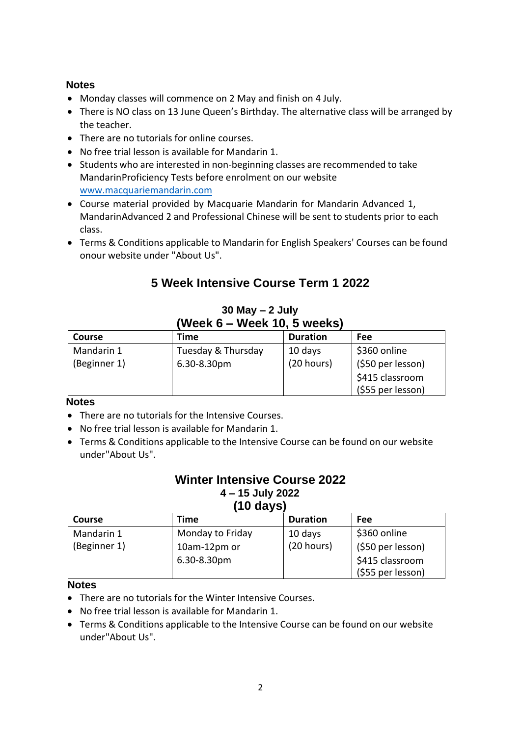## Notes

- Monday classes will commence on 2 May and finish on 4 July.
- There is NO class on 13 June Queen's Birthday. The alternative class will be arranged by the teacher.
- There are no tutorials for online courses.
- No free trial lesson is available for Mandarin 1.
- Students who are interested in non-beginning classes are recommended to take MandarinProficiency Tests before enrolment on our website [www.macquariemandarin.com](http://www.macquariemandarin.com)
- Course material provided by Macquarie Mandarin for Mandarin Advanced 1, MandarinAdvanced 2 and Professional Chinese will be sent to students prior to each class.
- Terms & Conditions applicable to Mandarin for English Speakers' Courses can be found onour website under "About Us".

## 5 Week Intensive Course Term 1 2022

### 30 May – 2 July
### (Week 6 – Week 10, 5 weeks)

| Course | Time | Duration | Fee |
|---|---|---|---|
| Mandarin 1 (Beginner 1) | Tuesday & Thursday 6.30-8.30pm | 10 days (20 hours) | $360 online ($50 per lesson) $415 classroom ($55 per lesson) |

## Notes

- There are no tutorials for the Intensive Courses.
- No free trial lesson is available for Mandarin 1.
- Terms & Conditions applicable to the Intensive Course can be found on our website under"About Us".

## Winter Intensive Course 2022

### 4 – 15 July 2022
### (10 days)

| Course | Time | Duration | Fee |
|---|---|---|---|
| Mandarin 1 (Beginner 1) | Monday to Friday 10am-12pm or 6.30-8.30pm | 10 days (20 hours) | $360 online ($50 per lesson) $415 classroom ($55 per lesson) |

## Notes

- There are no tutorials for the Winter Intensive Courses.
- No free trial lesson is available for Mandarin 1.
- Terms & Conditions applicable to the Intensive Course can be found on our website under"About Us".